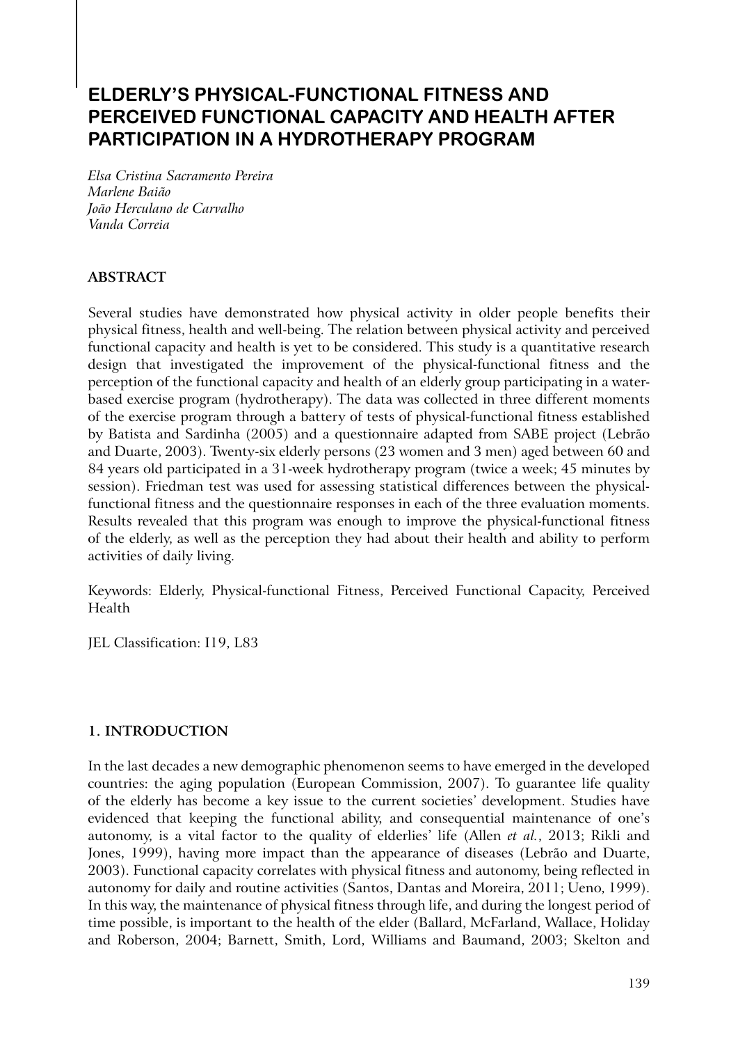# ELDERLY'S PHYSICAL-FUNCTIONAL FITNESS AND PERCEIVED FUNCTIONAL CAPACITY AND HEALTH AFTER PARTICIPATION IN A HYDROTHERAPY PROGRAM

*Elsa Cristina Sacramento Pereira*
*Marlene Baião*
*João Herculano de Carvalho*
*Vanda Correia*

## ABSTRACT

Several studies have demonstrated how physical activity in older people benefits their physical fitness, health and well-being. The relation between physical activity and perceived functional capacity and health is yet to be considered. This study is a quantitative research design that investigated the improvement of the physical-functional fitness and the perception of the functional capacity and health of an elderly group participating in a water-based exercise program (hydrotherapy). The data was collected in three different moments of the exercise program through a battery of tests of physical-functional fitness established by Batista and Sardinha (2005) and a questionnaire adapted from SABE project (Lebrão and Duarte, 2003). Twenty-six elderly persons (23 women and 3 men) aged between 60 and 84 years old participated in a 31-week hydrotherapy program (twice a week; 45 minutes by session). Friedman test was used for assessing statistical differences between the physical-functional fitness and the questionnaire responses in each of the three evaluation moments. Results revealed that this program was enough to improve the physical-functional fitness of the elderly, as well as the perception they had about their health and ability to perform activities of daily living.

Keywords: Elderly, Physical-functional Fitness, Perceived Functional Capacity, Perceived Health

JEL Classification: I19, L83

## 1. INTRODUCTION

In the last decades a new demographic phenomenon seems to have emerged in the developed countries: the aging population (European Commission, 2007). To guarantee life quality of the elderly has become a key issue to the current societies' development. Studies have evidenced that keeping the functional ability, and consequential maintenance of one's autonomy, is a vital factor to the quality of elderlies' life (Allen *et al.*, 2013; Rikli and Jones, 1999), having more impact than the appearance of diseases (Lebrão and Duarte, 2003). Functional capacity correlates with physical fitness and autonomy, being reflected in autonomy for daily and routine activities (Santos, Dantas and Moreira, 2011; Ueno, 1999). In this way, the maintenance of physical fitness through life, and during the longest period of time possible, is important to the health of the elder (Ballard, McFarland, Wallace, Holiday and Roberson, 2004; Barnett, Smith, Lord, Williams and Baumand, 2003; Skelton and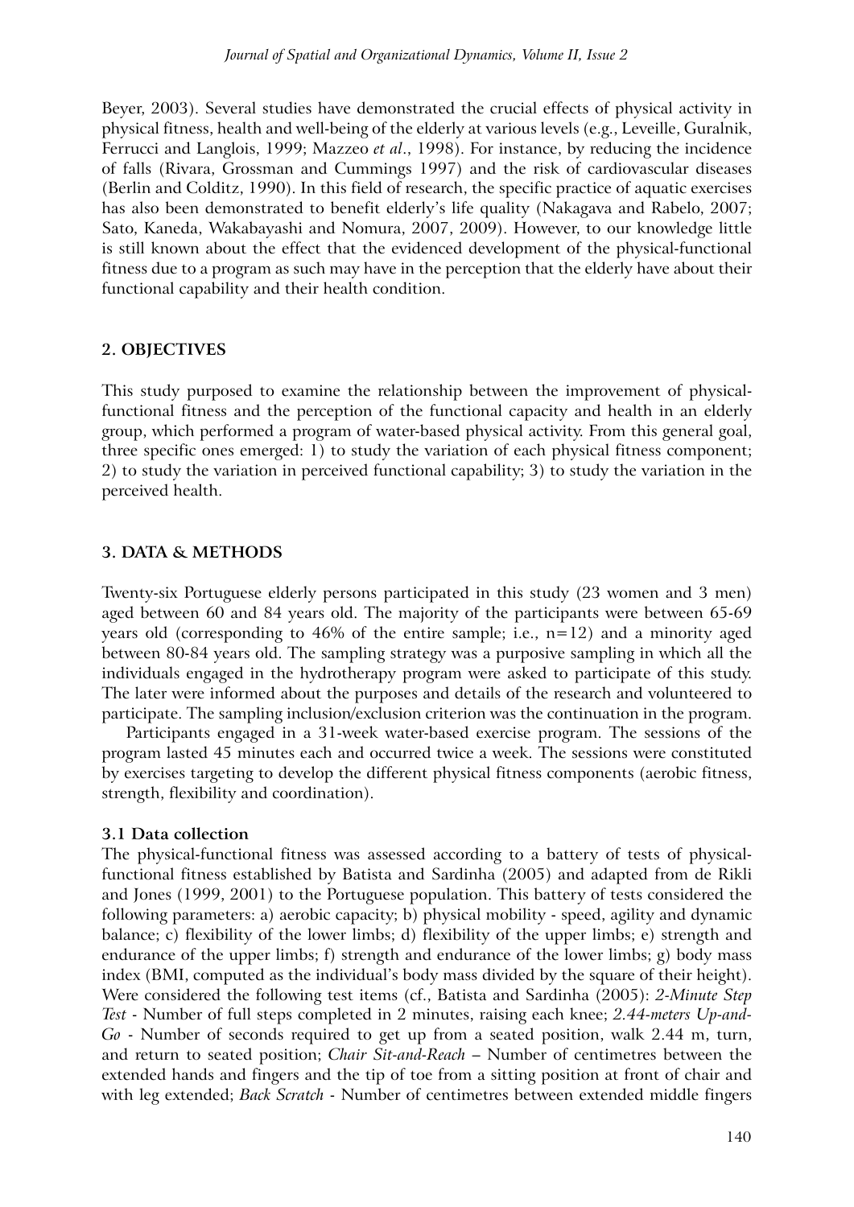Beyer, 2003). Several studies have demonstrated the crucial effects of physical activity in physical fitness, health and well-being of the elderly at various levels (e.g., Leveille, Guralnik, Ferrucci and Langlois, 1999; Mazzeo *et al*., 1998). For instance, by reducing the incidence of falls (Rivara, Grossman and Cummings 1997) and the risk of cardiovascular diseases (Berlin and Colditz, 1990). In this field of research, the specific practice of aquatic exercises has also been demonstrated to benefit elderly's life quality (Nakagava and Rabelo, 2007; Sato, Kaneda, Wakabayashi and Nomura, 2007, 2009). However, to our knowledge little is still known about the effect that the evidenced development of the physical-functional fitness due to a program as such may have in the perception that the elderly have about their functional capability and their health condition.

## 2. OBJECTIVES

This study purposed to examine the relationship between the improvement of physical-functional fitness and the perception of the functional capacity and health in an elderly group, which performed a program of water-based physical activity. From this general goal, three specific ones emerged: 1) to study the variation of each physical fitness component; 2) to study the variation in perceived functional capability; 3) to study the variation in the perceived health.

## 3. DATA & METHODS

Twenty-six Portuguese elderly persons participated in this study (23 women and 3 men) aged between 60 and 84 years old. The majority of the participants were between 65-69 years old (corresponding to 46% of the entire sample; i.e., n=12) and a minority aged between 80-84 years old. The sampling strategy was a purposive sampling in which all the individuals engaged in the hydrotherapy program were asked to participate of this study. The later were informed about the purposes and details of the research and volunteered to participate. The sampling inclusion/exclusion criterion was the continuation in the program.

Participants engaged in a 31-week water-based exercise program. The sessions of the program lasted 45 minutes each and occurred twice a week. The sessions were constituted by exercises targeting to develop the different physical fitness components (aerobic fitness, strength, flexibility and coordination).

### 3.1 Data collection

The physical-functional fitness was assessed according to a battery of tests of physical-functional fitness established by Batista and Sardinha (2005) and adapted from de Rikli and Jones (1999, 2001) to the Portuguese population. This battery of tests considered the following parameters: a) aerobic capacity; b) physical mobility - speed, agility and dynamic balance; c) flexibility of the lower limbs; d) flexibility of the upper limbs; e) strength and endurance of the upper limbs; f) strength and endurance of the lower limbs; g) body mass index (BMI, computed as the individual's body mass divided by the square of their height). Were considered the following test items (cf., Batista and Sardinha (2005): *2-Minute Step Test* - Number of full steps completed in 2 minutes, raising each knee; *2.44-meters Up-and-Go* - Number of seconds required to get up from a seated position, walk 2.44 m, turn, and return to seated position; *Chair Sit-and-Reach* – Number of centimetres between the extended hands and fingers and the tip of toe from a sitting position at front of chair and with leg extended; *Back Scratch* - Number of centimetres between extended middle fingers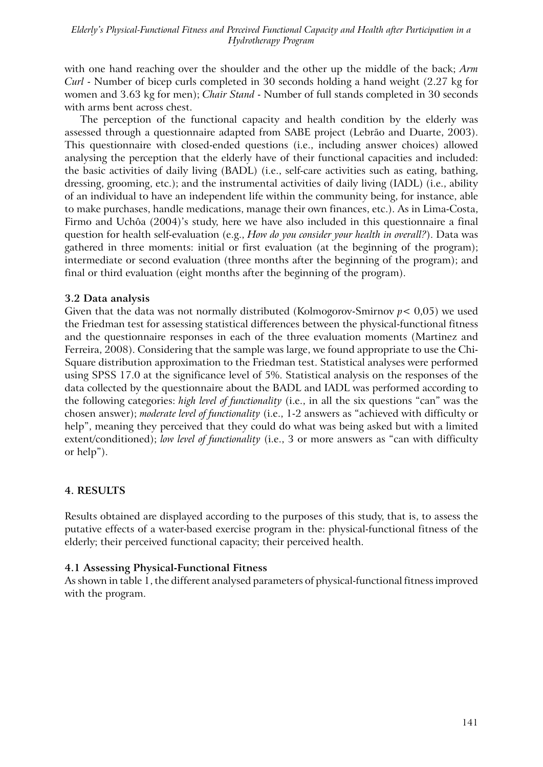with one hand reaching over the shoulder and the other up the middle of the back; *Arm Curl* - Number of bicep curls completed in 30 seconds holding a hand weight (2.27 kg for women and 3.63 kg for men); *Chair Stand* - Number of full stands completed in 30 seconds with arms bent across chest.

The perception of the functional capacity and health condition by the elderly was assessed through a questionnaire adapted from SABE project (Lebrão and Duarte, 2003). This questionnaire with closed-ended questions (i.e., including answer choices) allowed analysing the perception that the elderly have of their functional capacities and included: the basic activities of daily living (BADL) (i.e., self-care activities such as eating, bathing, dressing, grooming, etc.); and the instrumental activities of daily living (IADL) (i.e., ability of an individual to have an independent life within the community being, for instance, able to make purchases, handle medications, manage their own finances, etc.). As in Lima-Costa, Firmo and Uchôa (2004)'s study, here we have also included in this questionnaire a final question for health self-evaluation (e.g., *How do you consider your health in overall?*). Data was gathered in three moments: initial or first evaluation (at the beginning of the program); intermediate or second evaluation (three months after the beginning of the program); and final or third evaluation (eight months after the beginning of the program).

### 3.2 Data analysis

Given that the data was not normally distributed (Kolmogorov-Smirnov $p < 0{,}05$) we used the Friedman test for assessing statistical differences between the physical-functional fitness and the questionnaire responses in each of the three evaluation moments (Martinez and Ferreira, 2008). Considering that the sample was large, we found appropriate to use the Chi-Square distribution approximation to the Friedman test. Statistical analyses were performed using SPSS 17.0 at the significance level of 5%. Statistical analysis on the responses of the data collected by the questionnaire about the BADL and IADL was performed according to the following categories: *high level of functionality* (i.e., in all the six questions "can" was the chosen answer); *moderate level of functionality* (i.e., 1-2 answers as "achieved with difficulty or help", meaning they perceived that they could do what was being asked but with a limited extent/conditioned); *low level of functionality* (i.e., 3 or more answers as "can with difficulty or help").

## 4. RESULTS

Results obtained are displayed according to the purposes of this study, that is, to assess the putative effects of a water-based exercise program in the: physical-functional fitness of the elderly; their perceived functional capacity; their perceived health.

### 4.1 Assessing Physical-Functional Fitness

As shown in table 1, the different analysed parameters of physical-functional fitness improved with the program.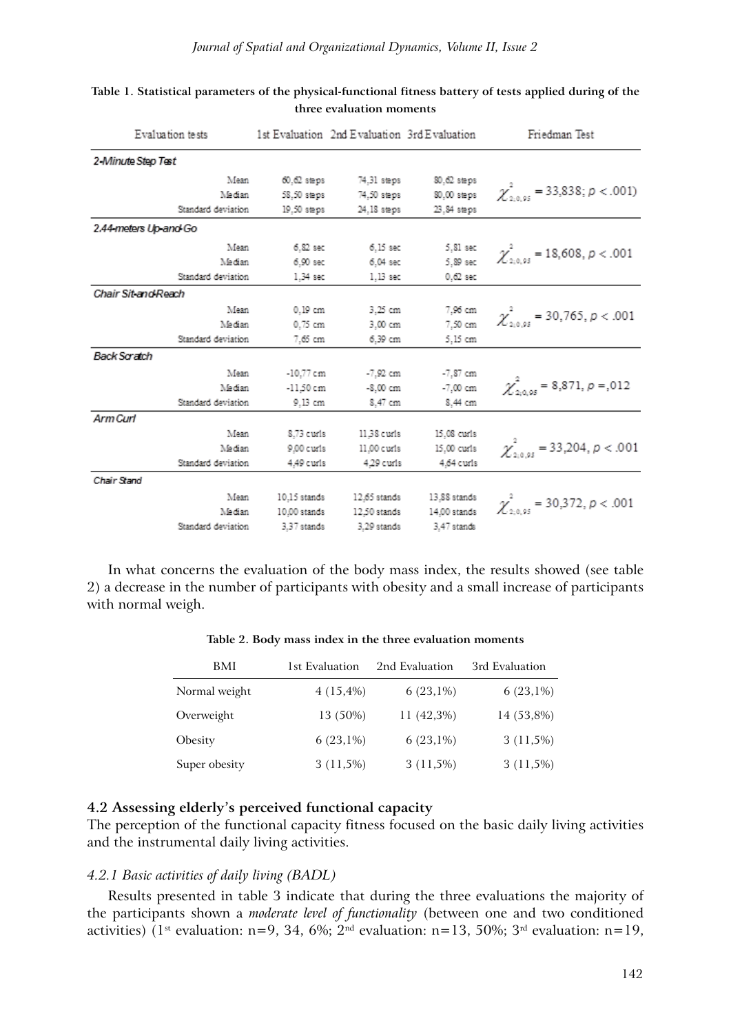**Table 1. Statistical parameters of the physical-functional fitness battery of tests applied during of the three evaluation moments**

| Evaluation tests | | 1st Evaluation | 2nd Evaluation | 3rd Evaluation | Friedman Test |
|---|---|---|---|---|---|
| *2-Minute Step Test* | | | | | |
| | Mean | 60,62 steps | 74,31 steps | 80,62 steps | $\chi^2_{2;0,95} = 33,838; p < .001)$ |
| | Median | 58,50 steps | 74,50 steps | 80,00 steps | |
| | Standard deviation | 19,50 steps | 24,18 steps | 23,84 steps | |
| *2.44-meters Up-and-Go* | | | | | |
| | Mean | 6,82 sec | 6,15 sec | 5,81 sec | $\chi^2_{2;0,95} = 18,608, p < .001$ |
| | Median | 6,90 sec | 6,04 sec | 5,89 sec | |
| | Standard deviation | 1,34 sec | 1,13 sec | 0,62 sec | |
| *Chair Sit-and-Reach* | | | | | |
| | Mean | 0,19 cm | 3,25 cm | 7,96 cm | $\chi^2_{2;0,95} = 30,765, p < .001$ |
| | Median | 0,75 cm | 3,00 cm | 7,50 cm | |
| | Standard deviation | 7,65 cm | 6,39 cm | 5,15 cm | |
| *Back Scratch* | | | | | |
| | Mean | -10,77 cm | -7,92 cm | -7,87 cm | $\chi^2_{2;0,95} = 8,871, p = ,012$ |
| | Median | -11,50 cm | -8,00 cm | -7,00 cm | |
| | Standard deviation | 9,13 cm | 8,47 cm | 8,44 cm | |
| *Arm Curl* | | | | | |
| | Mean | 8,73 curls | 11,38 curls | 15,08 curls | $\chi^2_{2;0,95} = 33,204, p < .001$ |
| | Median | 9,00 curls | 11,00 curls | 15,00 curls | |
| | Standard deviation | 4,49 curls | 4,29 curls | 4,64 curls | |
| *Chair Stand* | | | | | |
| | Mean | 10,15 stands | 12,65 stands | 13,88 stands | $\chi^2_{2;0,95} = 30,372, p < .001$ |
| | Median | 10,00 stands | 12,50 stands | 14,00 stands | |
| | Standard deviation | 3,37 stands | 3,29 stands | 3,47 stands | |

In what concerns the evaluation of the body mass index, the results showed (see table 2) a decrease in the number of participants with obesity and a small increase of participants with normal weigh.

**Table 2. Body mass index in the three evaluation moments**

| BMI | 1st Evaluation | 2nd Evaluation | 3rd Evaluation |
|---|---|---|---|
| Normal weight | 4 (15,4%) | 6 (23,1%) | 6 (23,1%) |
| Overweight | 13 (50%) | 11 (42,3%) | 14 (53,8%) |
| Obesity | 6 (23,1%) | 6 (23,1%) | 3 (11,5%) |
| Super obesity | 3 (11,5%) | 3 (11,5%) | 3 (11,5%) |

### 4.2 Assessing elderly's perceived functional capacity

The perception of the functional capacity fitness focused on the basic daily living activities and the instrumental daily living activities.

#### *4.2.1 Basic activities of daily living (BADL)*

Results presented in table 3 indicate that during the three evaluations the majority of the participants shown a *moderate level of functionality* (between one and two conditioned activities) (1st evaluation: n=9, 34, 6%; 2nd evaluation: n=13, 50%; 3rd evaluation: n=19,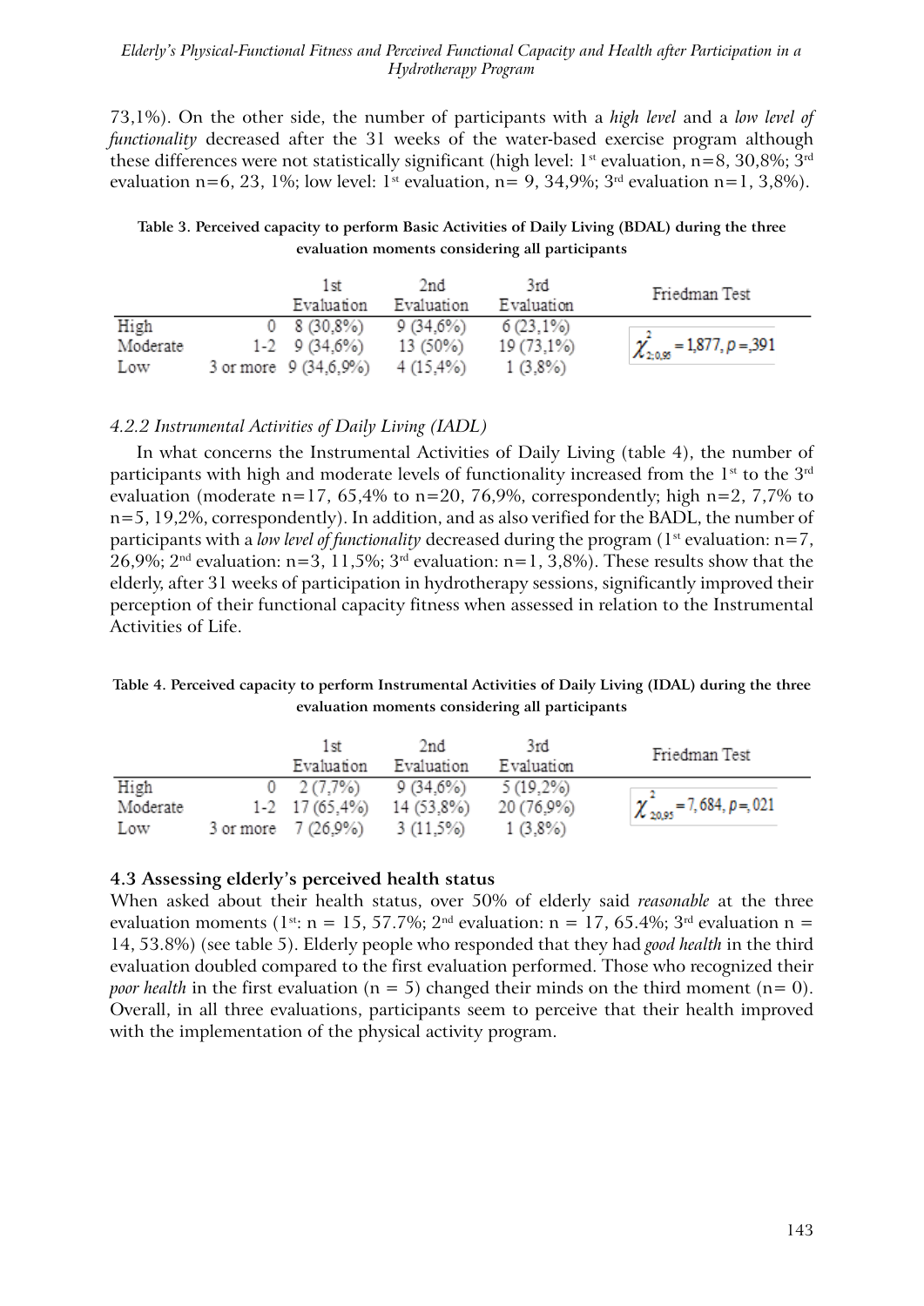73,1%). On the other side, the number of participants with a *high level* and a *low level of functionality* decreased after the 31 weeks of the water-based exercise program although these differences were not statistically significant (high level: 1st evaluation, n=8, 30,8%; 3rd evaluation n=6, 23, 1%; low level: 1st evaluation, n= 9, 34,9%; 3rd evaluation n=1, 3,8%).

**Table 3. Perceived capacity to perform Basic Activities of Daily Living (BDAL) during the three evaluation moments considering all participants**

| | | 1st Evaluation | 2nd Evaluation | 3rd Evaluation | Friedman Test |
|---|---|---|---|---|---|
| High | 0 | 8 (30,8%) | 9 (34,6%) | 6 (23,1%) | $\chi^2_{2;0,95} = 1{,}877, p = {,}391$ |
| Moderate | 1-2 | 9 (34,6%) | 13 (50%) | 19 (73,1%) | |
| Low | 3 or more | 9 (34,6,9%) | 4 (15,4%) | 1 (3,8%) | |

### 4.2.2 Instrumental Activities of Daily Living (IADL)

In what concerns the Instrumental Activities of Daily Living (table 4), the number of participants with high and moderate levels of functionality increased from the 1st to the 3rd evaluation (moderate n=17, 65,4% to n=20, 76,9%, correspondently; high n=2, 7,7% to n=5, 19,2%, correspondently). In addition, and as also verified for the BADL, the number of participants with a *low level of functionality* decreased during the program (1st evaluation: n=7, 26,9%; 2nd evaluation: n=3, 11,5%; 3rd evaluation: n=1, 3,8%). These results show that the elderly, after 31 weeks of participation in hydrotherapy sessions, significantly improved their perception of their functional capacity fitness when assessed in relation to the Instrumental Activities of Life.

**Table 4. Perceived capacity to perform Instrumental Activities of Daily Living (IDAL) during the three evaluation moments considering all participants**

| | | 1st Evaluation | 2nd Evaluation | 3rd Evaluation | Friedman Test |
|---|---|---|---|---|---|
| High | 0 | 2 (7,7%) | 9 (34,6%) | 5 (19,2%) | $\chi^2_{2;0,95} = 7{,}684, p = {,}021$ |
| Moderate | 1-2 | 17 (65,4%) | 14 (53,8%) | 20 (76,9%) | |
| Low | 3 or more | 7 (26,9%) | 3 (11,5%) | 1 (3,8%) | |

## 4.3 Assessing elderly's perceived health status

When asked about their health status, over 50% of elderly said *reasonable* at the three evaluation moments (1st: n = 15, 57.7%; 2nd evaluation: n = 17, 65.4%; 3rd evaluation n = 14, 53.8%) (see table 5). Elderly people who responded that they had *good health* in the third evaluation doubled compared to the first evaluation performed. Those who recognized their *poor health* in the first evaluation (n = 5) changed their minds on the third moment (n= 0). Overall, in all three evaluations, participants seem to perceive that their health improved with the implementation of the physical activity program.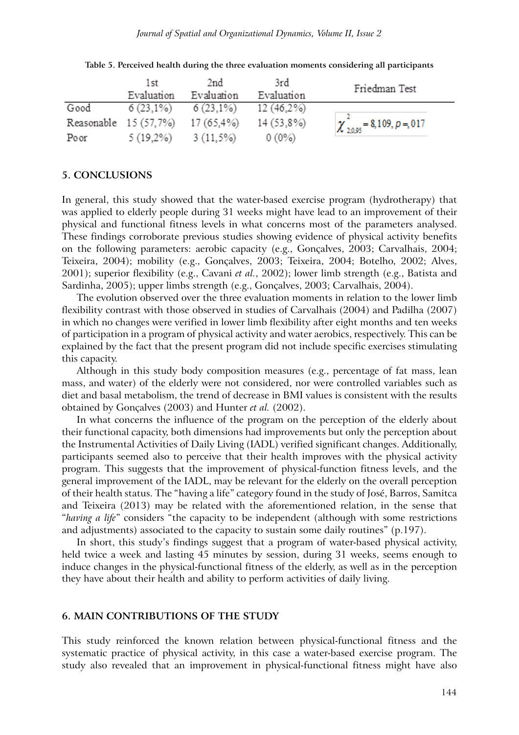**Table 5. Perceived health during the three evaluation moments considering all participants**

| | 1st Evaluation | 2nd Evaluation | 3rd Evaluation | Friedman Test |
|---|---|---|---|---|
| Good | 6 (23,1%) | 6 (23,1%) | 12 (46,2%) | |
| Reasonable | 15 (57,7%) | 17 (65,4%) | 14 (53,8%) | $\chi^2_{2;0,95} = 8,109, p = ,017$ |
| Poor | 5 (19,2%) | 3 (11,5%) | 0 (0%) | |

## 5. CONCLUSIONS

In general, this study showed that the water-based exercise program (hydrotherapy) that was applied to elderly people during 31 weeks might have lead to an improvement of their physical and functional fitness levels in what concerns most of the parameters analysed. These findings corroborate previous studies showing evidence of physical activity benefits on the following parameters: aerobic capacity (e.g., Gonçalves, 2003; Carvalhais, 2004; Teixeira, 2004); mobility (e.g., Gonçalves, 2003; Teixeira, 2004; Botelho, 2002; Alves, 2001); superior flexibility (e.g., Cavani *et al.*, 2002); lower limb strength (e.g., Batista and Sardinha, 2005); upper limbs strength (e.g., Gonçalves, 2003; Carvalhais, 2004).

The evolution observed over the three evaluation moments in relation to the lower limb flexibility contrast with those observed in studies of Carvalhais (2004) and Padilha (2007) in which no changes were verified in lower limb flexibility after eight months and ten weeks of participation in a program of physical activity and water aerobics, respectively. This can be explained by the fact that the present program did not include specific exercises stimulating this capacity.

Although in this study body composition measures (e.g., percentage of fat mass, lean mass, and water) of the elderly were not considered, nor were controlled variables such as diet and basal metabolism, the trend of decrease in BMI values is consistent with the results obtained by Gonçalves (2003) and Hunter *et al.* (2002).

In what concerns the influence of the program on the perception of the elderly about their functional capacity, both dimensions had improvements but only the perception about the Instrumental Activities of Daily Living (IADL) verified significant changes. Additionally, participants seemed also to perceive that their health improves with the physical activity program. This suggests that the improvement of physical-function fitness levels, and the general improvement of the IADL, may be relevant for the elderly on the overall perception of their health status. The "having a life" category found in the study of José, Barros, Samitca and Teixeira (2013) may be related with the aforementioned relation, in the sense that "*having a life*" considers "the capacity to be independent (although with some restrictions and adjustments) associated to the capacity to sustain some daily routines" (p.197).

In short, this study's findings suggest that a program of water-based physical activity, held twice a week and lasting 45 minutes by session, during 31 weeks, seems enough to induce changes in the physical-functional fitness of the elderly, as well as in the perception they have about their health and ability to perform activities of daily living.

## 6. MAIN CONTRIBUTIONS OF THE STUDY

This study reinforced the known relation between physical-functional fitness and the systematic practice of physical activity, in this case a water-based exercise program. The study also revealed that an improvement in physical-functional fitness might have also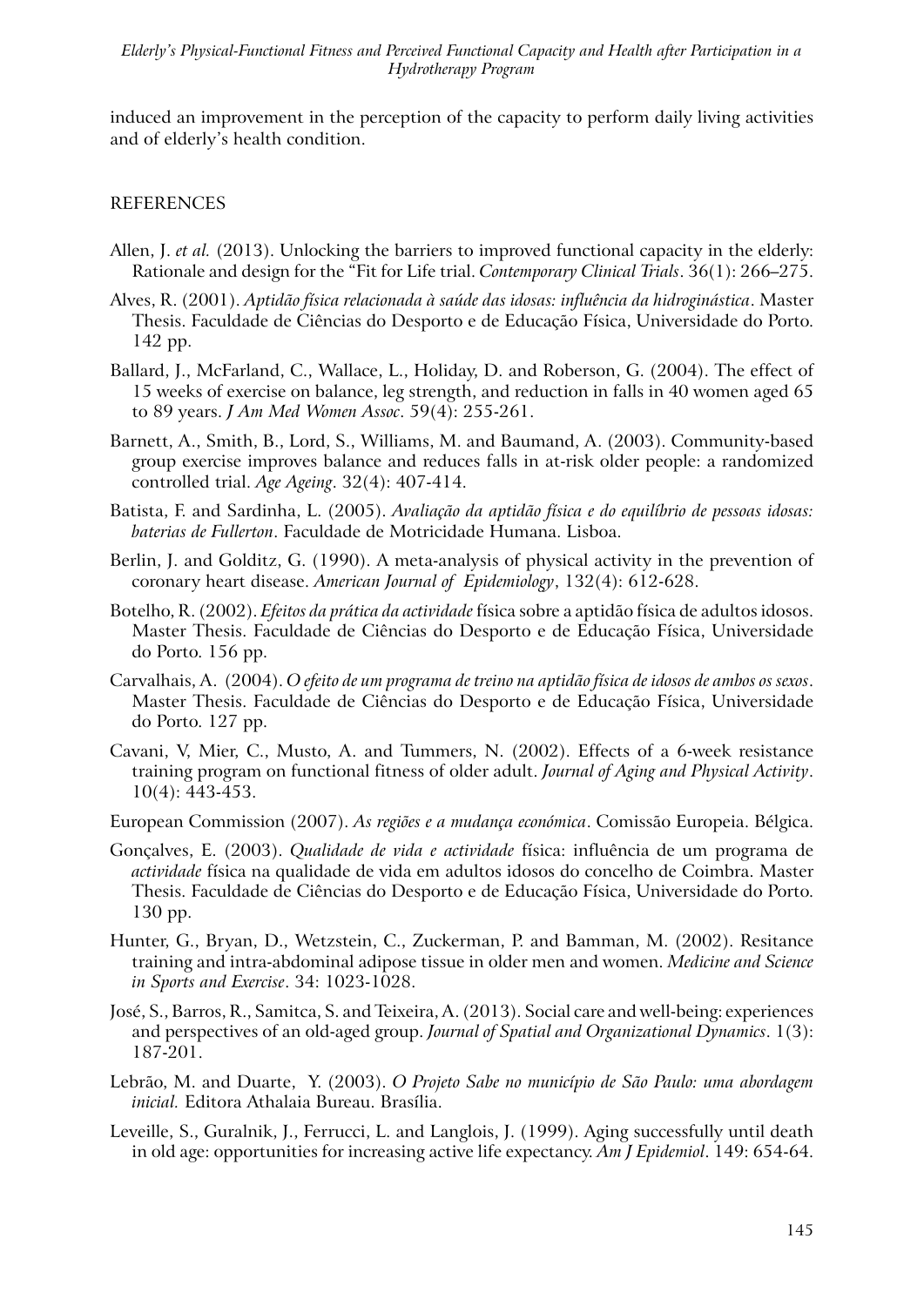induced an improvement in the perception of the capacity to perform daily living activities and of elderly's health condition.

## REFERENCES

Allen, J. *et al.* (2013). Unlocking the barriers to improved functional capacity in the elderly: Rationale and design for the "Fit for Life trial. *Contemporary Clinical Trials*. 36(1): 266–275.

Alves, R. (2001). *Aptidão física relacionada à saúde das idosas: influência da hidroginástica*. Master Thesis. Faculdade de Ciências do Desporto e de Educação Física, Universidade do Porto. 142 pp.

Ballard, J., McFarland, C., Wallace, L., Holiday, D. and Roberson, G. (2004). The effect of 15 weeks of exercise on balance, leg strength, and reduction in falls in 40 women aged 65 to 89 years. *J Am Med Women Assoc*. 59(4): 255-261.

Barnett, A., Smith, B., Lord, S., Williams, M. and Baumand, A. (2003). Community-based group exercise improves balance and reduces falls in at-risk older people: a randomized controlled trial. *Age Ageing*. 32(4): 407-414.

Batista, F. and Sardinha, L. (2005). *Avaliação da aptidão física e do equilíbrio de pessoas idosas: baterias de Fullerton*. Faculdade de Motricidade Humana. Lisboa.

Berlin, J. and Golditz, G. (1990). A meta-analysis of physical activity in the prevention of coronary heart disease. *American Journal of Epidemiology*, 132(4): 612-628.

Botelho, R. (2002). *Efeitos da prática da actividade* física sobre a aptidão física de adultos idosos. Master Thesis. Faculdade de Ciências do Desporto e de Educação Física, Universidade do Porto. 156 pp.

Carvalhais, A. (2004). *O efeito de um programa de treino na aptidão física de idosos de ambos os sexos*. Master Thesis. Faculdade de Ciências do Desporto e de Educação Física, Universidade do Porto. 127 pp.

Cavani, V, Mier, C., Musto, A. and Tummers, N. (2002). Effects of a 6-week resistance training program on functional fitness of older adult. *Journal of Aging and Physical Activity*. 10(4): 443-453.

European Commission (2007). *As regiões e a mudança económica*. Comissão Europeia. Bélgica.

Gonçalves, E. (2003). *Qualidade de vida e actividade* física: influência de um programa de *actividade* física na qualidade de vida em adultos idosos do concelho de Coimbra. Master Thesis. Faculdade de Ciências do Desporto e de Educação Física, Universidade do Porto. 130 pp.

Hunter, G., Bryan, D., Wetzstein, C., Zuckerman, P. and Bamman, M. (2002). Resitance training and intra-abdominal adipose tissue in older men and women. *Medicine and Science in Sports and Exercise*. 34: 1023-1028.

José, S., Barros, R., Samitca, S. and Teixeira, A. (2013). Social care and well-being: experiences and perspectives of an old-aged group. *Journal of Spatial and Organizational Dynamics*. 1(3): 187-201.

Lebrão, M. and Duarte, Y. (2003). *O Projeto Sabe no município de São Paulo: uma abordagem inicial.* Editora Athalaia Bureau. Brasília.

Leveille, S., Guralnik, J., Ferrucci, L. and Langlois, J. (1999). Aging successfully until death in old age: opportunities for increasing active life expectancy. *Am J Epidemiol*. 149: 654-64.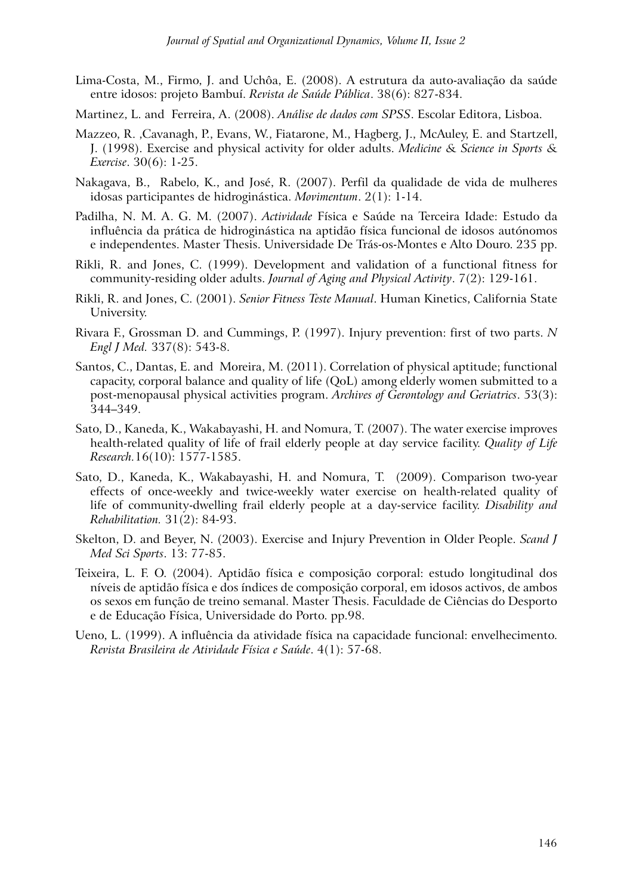Lima-Costa, M., Firmo, J. and Uchôa, E. (2008). A estrutura da auto-avaliação da saúde entre idosos: projeto Bambuí. *Revista de Saúde Pública*. 38(6): 827-834.

Martinez, L. and Ferreira, A. (2008). *Análise de dados com SPSS*. Escolar Editora, Lisboa.

Mazzeo, R. ,Cavanagh, P., Evans, W., Fiatarone, M., Hagberg, J., McAuley, E. and Startzell, J. (1998). Exercise and physical activity for older adults. *Medicine & Science in Sports & Exercise*. 30(6): 1-25.

Nakagava, B., Rabelo, K., and José, R. (2007). Perfil da qualidade de vida de mulheres idosas participantes de hidroginástica. *Movimentum*. 2(1): 1-14.

Padilha, N. M. A. G. M. (2007). *Actividade* Física e Saúde na Terceira Idade: Estudo da influência da prática de hidroginástica na aptidão física funcional de idosos autónomos e independentes. Master Thesis. Universidade De Trás-os-Montes e Alto Douro. 235 pp.

Rikli, R. and Jones, C. (1999). Development and validation of a functional fitness for community-residing older adults. *Journal of Aging and Physical Activity*. 7(2): 129-161.

Rikli, R. and Jones, C. (2001). *Senior Fitness Teste Manual*. Human Kinetics, California State University.

Rivara F., Grossman D. and Cummings, P. (1997). Injury prevention: first of two parts. *N Engl J Med.* 337(8): 543-8.

Santos, C., Dantas, E. and Moreira, M. (2011). Correlation of physical aptitude; functional capacity, corporal balance and quality of life (QoL) among elderly women submitted to a post-menopausal physical activities program. *Archives of Gerontology and Geriatrics*. 53(3): 344–349.

Sato, D., Kaneda, K., Wakabayashi, H. and Nomura, T. (2007). The water exercise improves health-related quality of life of frail elderly people at day service facility. *Quality of Life Research.*16(10): 1577-1585.

Sato, D., Kaneda, K., Wakabayashi, H. and Nomura, T. (2009). Comparison two-year effects of once-weekly and twice-weekly water exercise on health-related quality of life of community-dwelling frail elderly people at a day-service facility. *Disability and Rehabilitation.* 31(2): 84-93.

Skelton, D. and Beyer, N. (2003). Exercise and Injury Prevention in Older People. *Scand J Med Sci Sports*. 13: 77-85.

Teixeira, L. F. O. (2004). Aptidão física e composição corporal: estudo longitudinal dos níveis de aptidão física e dos índices de composição corporal, em idosos activos, de ambos os sexos em função de treino semanal. Master Thesis. Faculdade de Ciências do Desporto e de Educação Física, Universidade do Porto. pp.98.

Ueno, L. (1999). A influência da atividade física na capacidade funcional: envelhecimento. *Revista Brasileira de Atividade Física e Saúde*. 4(1): 57-68.